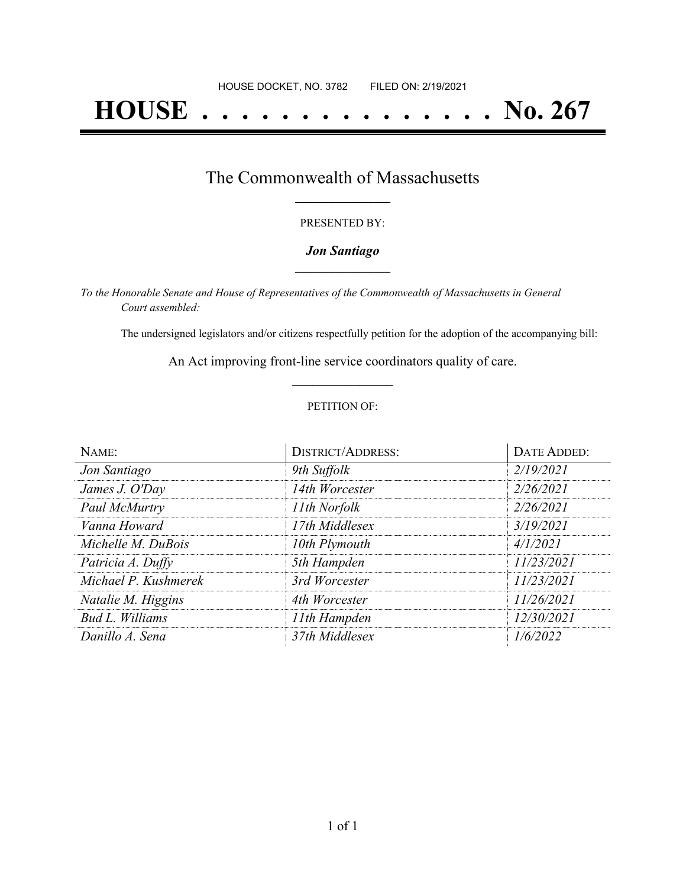HOUSE DOCKET, NO. 3782        FILED ON: 2/19/2021

# HOUSE . . . . . . . . . . . . . . . No. 267

## The Commonwealth of Massachusetts

PRESENTED BY:

***Jon Santiago***

*To the Honorable Senate and House of Representatives of the Commonwealth of Massachusetts in General Court assembled:*

The undersigned legislators and/or citizens respectfully petition for the adoption of the accompanying bill:

An Act improving front-line service coordinators quality of care.

PETITION OF:

| NAME: | DISTRICT/ADDRESS: | DATE ADDED: |
|---|---|---|
| *Jon Santiago* | *9th Suffolk* | *2/19/2021* |
| *James J. O'Day* | *14th Worcester* | *2/26/2021* |
| *Paul McMurtry* | *11th Norfolk* | *2/26/2021* |
| *Vanna Howard* | *17th Middlesex* | *3/19/2021* |
| *Michelle M. DuBois* | *10th Plymouth* | *4/1/2021* |
| *Patricia A. Duffy* | *5th Hampden* | *11/23/2021* |
| *Michael P. Kushmerek* | *3rd Worcester* | *11/23/2021* |
| *Natalie M. Higgins* | *4th Worcester* | *11/26/2021* |
| *Bud L. Williams* | *11th Hampden* | *12/30/2021* |
| *Danillo A. Sena* | *37th Middlesex* | *1/6/2022* |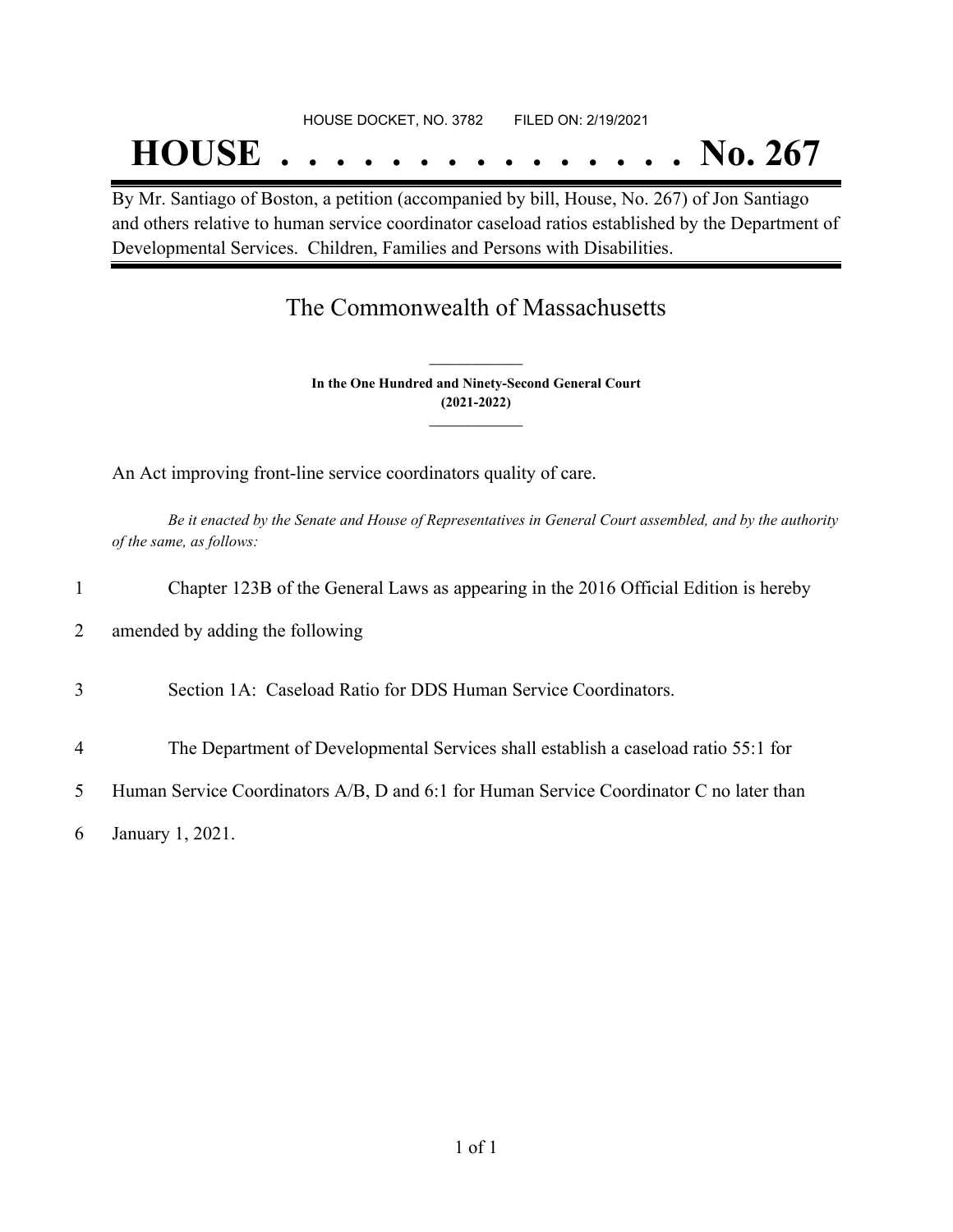HOUSE DOCKET, NO. 3782        FILED ON: 2/19/2021

# HOUSE . . . . . . . . . . . . . . . No. 267

By Mr. Santiago of Boston, a petition (accompanied by bill, House, No. 267) of Jon Santiago and others relative to human service coordinator caseload ratios established by the Department of Developmental Services. Children, Families and Persons with Disabilities.

## The Commonwealth of Massachusetts

**In the One Hundred and Ninety-Second General Court**
**(2021-2022)**

An Act improving front-line service coordinators quality of care.

*Be it enacted by the Senate and House of Representatives in General Court assembled, and by the authority of the same, as follows:*

1 Chapter 123B of the General Laws as appearing in the 2016 Official Edition is hereby
2 amended by adding the following

3 Section 1A: Caseload Ratio for DDS Human Service Coordinators.

4 The Department of Developmental Services shall establish a caseload ratio 55:1 for
5 Human Service Coordinators A/B, D and 6:1 for Human Service Coordinator C no later than
6 January 1, 2021.